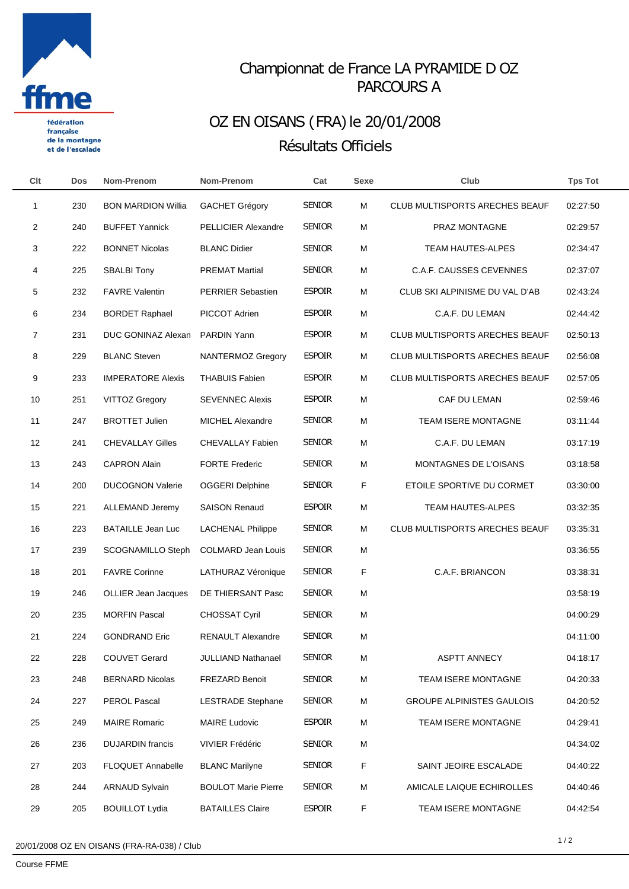fédération française de la montagne et de l'escalade

# Championnat de France LA PYRAMIDE D OZ
## PARCOURS A

## OZ EN OISANS (FRA) le 20/01/2008
## Résultats Officiels

| Clt | Dos | Nom-Prenom | Nom-Prenom | Cat | Sexe | Club | Tps Tot |
|---|---|---|---|---|---|---|---|
| 1 | 230 | BON MARDION Willia | GACHET Grégory | SENIOR | M | CLUB MULTISPORTS ARECHES BEAUF | 02:27:50 |
| 2 | 240 | BUFFET Yannick | PELLICIER Alexandre | SENIOR | M | PRAZ MONTAGNE | 02:29:57 |
| 3 | 222 | BONNET Nicolas | BLANC Didier | SENIOR | M | TEAM HAUTES-ALPES | 02:34:47 |
| 4 | 225 | SBALBI Tony | PREMAT Martial | SENIOR | M | C.A.F. CAUSSES CEVENNES | 02:37:07 |
| 5 | 232 | FAVRE Valentin | PERRIER Sebastien | ESPOIR | M | CLUB SKI ALPINISME DU VAL D'AB | 02:43:24 |
| 6 | 234 | BORDET Raphael | PICCOT Adrien | ESPOIR | M | C.A.F. DU LEMAN | 02:44:42 |
| 7 | 231 | DUC GONINAZ Alexan | PARDIN Yann | ESPOIR | M | CLUB MULTISPORTS ARECHES BEAUF | 02:50:13 |
| 8 | 229 | BLANC Steven | NANTERMOZ Gregory | ESPOIR | M | CLUB MULTISPORTS ARECHES BEAUF | 02:56:08 |
| 9 | 233 | IMPERATORE Alexis | THABUIS Fabien | ESPOIR | M | CLUB MULTISPORTS ARECHES BEAUF | 02:57:05 |
| 10 | 251 | VITTOZ Gregory | SEVENNEC Alexis | ESPOIR | M | CAF DU LEMAN | 02:59:46 |
| 11 | 247 | BROTTET Julien | MICHEL Alexandre | SENIOR | M | TEAM ISERE MONTAGNE | 03:11:44 |
| 12 | 241 | CHEVALLAY Gilles | CHEVALLAY Fabien | SENIOR | M | C.A.F. DU LEMAN | 03:17:19 |
| 13 | 243 | CAPRON Alain | FORTE Frederic | SENIOR | M | MONTAGNES DE L'OISANS | 03:18:58 |
| 14 | 200 | DUCOGNON Valerie | OGGERI Delphine | SENIOR | F | ETOILE SPORTIVE DU CORMET | 03:30:00 |
| 15 | 221 | ALLEMAND Jeremy | SAISON Renaud | ESPOIR | M | TEAM HAUTES-ALPES | 03:32:35 |
| 16 | 223 | BATAILLE Jean Luc | LACHENAL Philippe | SENIOR | M | CLUB MULTISPORTS ARECHES BEAUF | 03:35:31 |
| 17 | 239 | SCOGNAMILLO Steph | COLMARD Jean Louis | SENIOR | M | | 03:36:55 |
| 18 | 201 | FAVRE Corinne | LATHURAZ Véronique | SENIOR | F | C.A.F. BRIANCON | 03:38:31 |
| 19 | 246 | OLLIER Jean Jacques | DE THIERSANT Pasc | SENIOR | M | | 03:58:19 |
| 20 | 235 | MORFIN Pascal | CHOSSAT Cyril | SENIOR | M | | 04:00:29 |
| 21 | 224 | GONDRAND Eric | RENAULT Alexandre | SENIOR | M | | 04:11:00 |
| 22 | 228 | COUVET Gerard | JULLIAND Nathanael | SENIOR | M | ASPTT ANNECY | 04:18:17 |
| 23 | 248 | BERNARD Nicolas | FREZARD Benoit | SENIOR | M | TEAM ISERE MONTAGNE | 04:20:33 |
| 24 | 227 | PEROL Pascal | LESTRADE Stephane | SENIOR | M | GROUPE ALPINISTES GAULOIS | 04:20:52 |
| 25 | 249 | MAIRE Romaric | MAIRE Ludovic | ESPOIR | M | TEAM ISERE MONTAGNE | 04:29:41 |
| 26 | 236 | DUJARDIN francis | VIVIER Frédéric | SENIOR | M | | 04:34:02 |
| 27 | 203 | FLOQUET Annabelle | BLANC Marilyne | SENIOR | F | SAINT JEOIRE ESCALADE | 04:40:22 |
| 28 | 244 | ARNAUD Sylvain | BOULOT Marie Pierre | SENIOR | M | AMICALE LAIQUE ECHIROLLES | 04:40:46 |
| 29 | 205 | BOUILLOT Lydia | BATAILLES Claire | ESPOIR | F | TEAM ISERE MONTAGNE | 04:42:54 |

20/01/2008 OZ EN OISANS (FRA-RA-038) / Club

Course FFME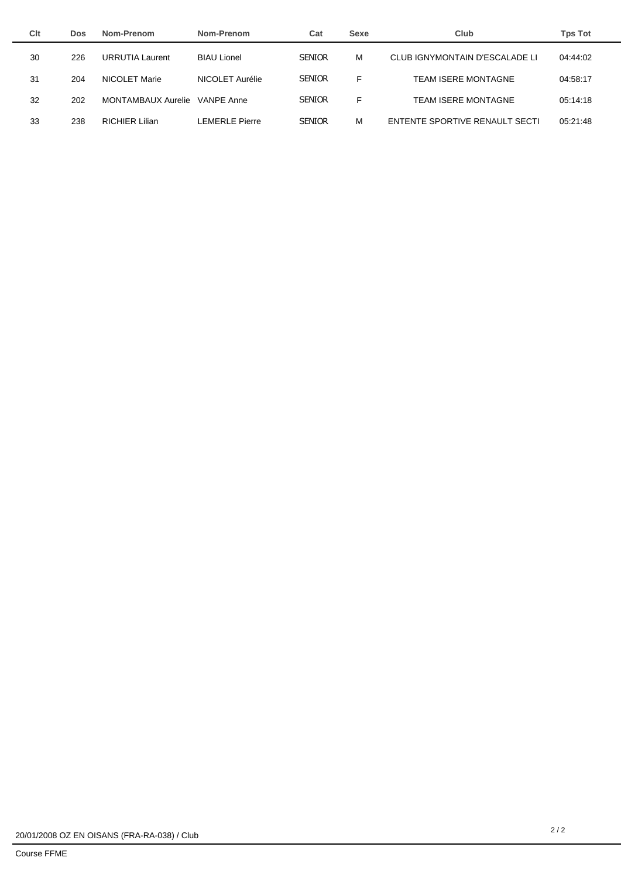| Clt | Dos | Nom-Prenom | Nom-Prenom | Cat | Sexe | Club | Tps Tot |
|---|---|---|---|---|---|---|---|
| 30 | 226 | URRUTIA Laurent | BIAU Lionel | SENIOR | M | CLUB IGNYMONTAIN D'ESCALADE LI | 04:44:02 |
| 31 | 204 | NICOLET Marie | NICOLET Aurélie | SENIOR | F | TEAM ISERE MONTAGNE | 04:58:17 |
| 32 | 202 | MONTAMBAUX Aurelie | VANPE Anne | SENIOR | F | TEAM ISERE MONTAGNE | 05:14:18 |
| 33 | 238 | RICHIER Lilian | LEMERLE Pierre | SENIOR | M | ENTENTE SPORTIVE RENAULT SECTI | 05:21:48 |

20/01/2008 OZ EN OISANS (FRA-RA-038) / Club

Course FFME